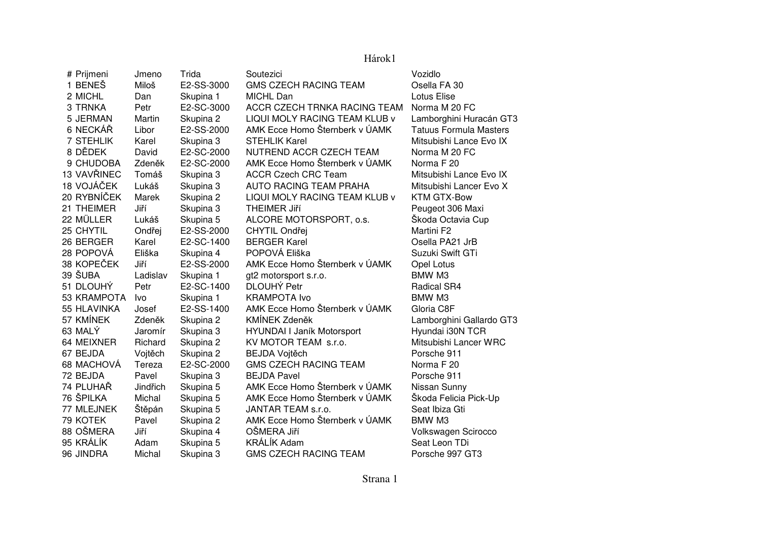# Hárok1

| # | Prijmeni | Jmeno | Trida | Soutezici | Vozidlo |
|---|---|---|---|---|---|
| 1 | BENEŠ | Miloš | E2-SS-3000 | GMS CZECH RACING TEAM | Osella FA 30 |
| 2 | MICHL | Dan | Skupina 1 | MICHL Dan | Lotus Elise |
| 3 | TRNKA | Petr | E2-SC-3000 | ACCR CZECH TRNKA RACING TEAM | Norma M 20 FC |
| 5 | JERMAN | Martin | Skupina 2 | LIQUI MOLY RACING TEAM KLUB v | Lamborghini Huracán GT3 |
| 6 | NECKÁŘ | Libor | E2-SS-2000 | AMK Ecce Homo Šternberk v ÚAMK | Tatuus Formula Masters |
| 7 | STEHLIK | Karel | Skupina 3 | STEHLIK Karel | Mitsubishi Lance Evo IX |
| 8 | DĚDEK | David | E2-SC-2000 | NUTREND ACCR CZECH TEAM | Norma M 20 FC |
| 9 | CHUDOBA | Zdeněk | E2-SC-2000 | AMK Ecce Homo Šternberk v ÚAMK | Norma F 20 |
| 13 | VAVŘINEC | Tomáš | Skupina 3 | ACCR Czech CRC Team | Mitsubishi Lance Evo IX |
| 18 | VOJÁČEK | Lukáš | Skupina 3 | AUTO RACING TEAM PRAHA | Mitsubishi Lancer Evo X |
| 20 | RYBNÍČEK | Marek | Skupina 2 | LIQUI MOLY RACING TEAM KLUB v | KTM GTX-Bow |
| 21 | THEIMER | Jiří | Skupina 3 | THEIMER Jiří | Peugeot 306 Maxi |
| 22 | MÜLLER | Lukáš | Skupina 5 | ALCORE MOTORSPORT, o.s. | Škoda Octavia Cup |
| 25 | CHYTIL | Ondřej | E2-SS-2000 | CHYTIL Ondřej | Martini F2 |
| 26 | BERGER | Karel | E2-SC-1400 | BERGER Karel | Osella PA21 JrB |
| 28 | POPOVÁ | Eliška | Skupina 4 | POPOVÁ Eliška | Suzuki Swift GTi |
| 38 | KOPEČEK | Jiří | E2-SS-2000 | AMK Ecce Homo Šternberk v ÚAMK | Opel Lotus |
| 39 | ŠUBA | Ladislav | Skupina 1 | gt2 motorsport s.r.o. | BMW M3 |
| 51 | DLOUHÝ | Petr | E2-SC-1400 | DLOUHÝ Petr | Radical SR4 |
| 53 | KRAMPOTA | Ivo | Skupina 1 | KRAMPOTA Ivo | BMW M3 |
| 55 | HLAVINKA | Josef | E2-SS-1400 | AMK Ecce Homo Šternberk v ÚAMK | Gloria C8F |
| 57 | KMÍNEK | Zdeněk | Skupina 2 | KMÍNEK Zdeněk | Lamborghini Gallardo GT3 |
| 63 | MALÝ | Jaromír | Skupina 3 | HYUNDAI I Janík Motorsport | Hyundai i30N TCR |
| 64 | MEIXNER | Richard | Skupina 2 | KV MOTOR TEAM s.r.o. | Mitsubishi Lancer WRC |
| 67 | BEJDA | Vojtěch | Skupina 2 | BEJDA Vojtěch | Porsche 911 |
| 68 | MACHOVÁ | Tereza | E2-SC-2000 | GMS CZECH RACING TEAM | Norma F 20 |
| 72 | BEJDA | Pavel | Skupina 3 | BEJDA Pavel | Porsche 911 |
| 74 | PLUHAŘ | Jindřich | Skupina 5 | AMK Ecce Homo Šternberk v ÚAMK | Nissan Sunny |
| 76 | ŠPILKA | Michal | Skupina 5 | AMK Ecce Homo Šternberk v ÚAMK | Škoda Felicia Pick-Up |
| 77 | MLEJNEK | Štěpán | Skupina 5 | JANTAR TEAM s.r.o. | Seat Ibiza Gti |
| 79 | KOTEK | Pavel | Skupina 2 | AMK Ecce Homo Šternberk v ÚAMK | BMW M3 |
| 88 | OŠMERA | Jiří | Skupina 4 | OŠMERA Jiří | Volkswagen Scirocco |
| 95 | KRÁLÍK | Adam | Skupina 5 | KRÁLÍK Adam | Seat Leon TDi |
| 96 | JINDRA | Michal | Skupina 3 | GMS CZECH RACING TEAM | Porsche 997 GT3 |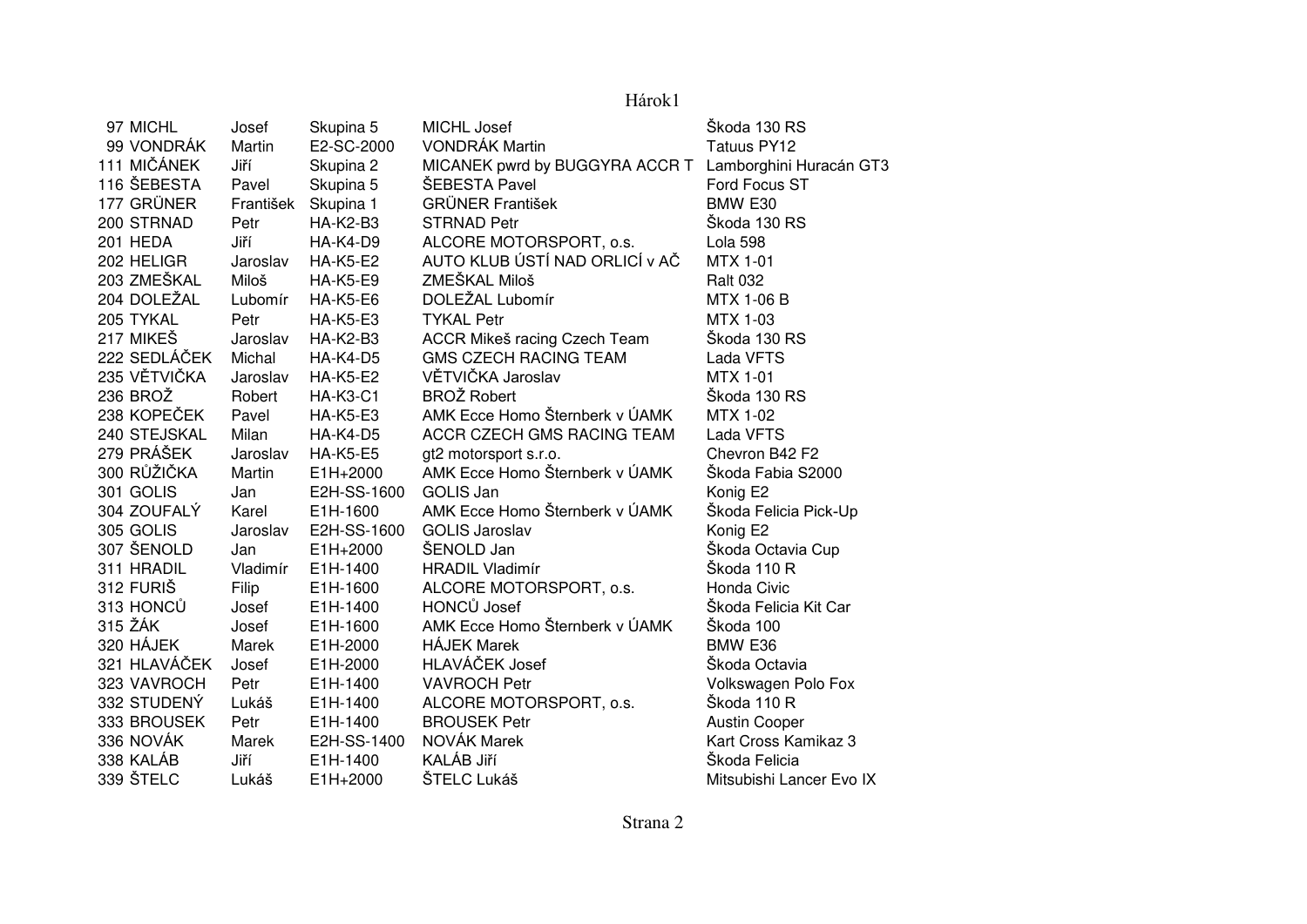| | | | | | |
|---|---|---|---|---|---|
| 97 | MICHL | Josef | Skupina 5 | MICHL Josef | Škoda 130 RS |
| 99 | VONDRÁK | Martin | E2-SC-2000 | VONDRÁK Martin | Tatuus PY12 |
| 111 | MIČÁNEK | Jiří | Skupina 2 | MICANEK pwrd by BUGGYRA ACCR T | Lamborghini Huracán GT3 |
| 116 | ŠEBESTA | Pavel | Skupina 5 | ŠEBESTA Pavel | Ford Focus ST |
| 177 | GRÜNER | František | Skupina 1 | GRÜNER František | BMW E30 |
| 200 | STRNAD | Petr | HA-K2-B3 | STRNAD Petr | Škoda 130 RS |
| 201 | HEDA | Jiří | HA-K4-D9 | ALCORE MOTORSPORT, o.s. | Lola 598 |
| 202 | HELIGR | Jaroslav | HA-K5-E2 | AUTO KLUB ÚSTÍ NAD ORLICÍ v AČ | MTX 1-01 |
| 203 | ZMEŠKAL | Miloš | HA-K5-E9 | ZMEŠKAL Miloš | Ralt 032 |
| 204 | DOLEŽAL | Lubomír | HA-K5-E6 | DOLEŽAL Lubomír | MTX 1-06 B |
| 205 | TYKAL | Petr | HA-K5-E3 | TYKAL Petr | MTX 1-03 |
| 217 | MIKEŠ | Jaroslav | HA-K2-B3 | ACCR Mikeš racing Czech Team | Škoda 130 RS |
| 222 | SEDLÁČEK | Michal | HA-K4-D5 | GMS CZECH RACING TEAM | Lada VFTS |
| 235 | VĚTVIČKA | Jaroslav | HA-K5-E2 | VĚTVIČKA Jaroslav | MTX 1-01 |
| 236 | BROŽ | Robert | HA-K3-C1 | BROŽ Robert | Škoda 130 RS |
| 238 | KOPEČEK | Pavel | HA-K5-E3 | AMK Ecce Homo Šternberk v ÚAMK | MTX 1-02 |
| 240 | STEJSKAL | Milan | HA-K4-D5 | ACCR CZECH GMS RACING TEAM | Lada VFTS |
| 279 | PRÁŠEK | Jaroslav | HA-K5-E5 | gt2 motorsport s.r.o. | Chevron B42 F2 |
| 300 | RŮŽIČKA | Martin | E1H+2000 | AMK Ecce Homo Šternberk v ÚAMK | Škoda Fabia S2000 |
| 301 | GOLIS | Jan | E2H-SS-1600 | GOLIS Jan | Konig E2 |
| 304 | ZOUFALÝ | Karel | E1H-1600 | AMK Ecce Homo Šternberk v ÚAMK | Škoda Felicia Pick-Up |
| 305 | GOLIS | Jaroslav | E2H-SS-1600 | GOLIS Jaroslav | Konig E2 |
| 307 | ŠENOLD | Jan | E1H+2000 | ŠENOLD Jan | Škoda Octavia Cup |
| 311 | HRADIL | Vladimír | E1H-1400 | HRADIL Vladimír | Škoda 110 R |
| 312 | FURIŠ | Filip | E1H-1600 | ALCORE MOTORSPORT, o.s. | Honda Civic |
| 313 | HONCŮ | Josef | E1H-1400 | HONCŮ Josef | Škoda Felicia Kit Car |
| 315 | ŽÁK | Josef | E1H-1600 | AMK Ecce Homo Šternberk v ÚAMK | Škoda 100 |
| 320 | HÁJEK | Marek | E1H-2000 | HÁJEK Marek | BMW E36 |
| 321 | HLAVÁČEK | Josef | E1H-2000 | HLAVÁČEK Josef | Škoda Octavia |
| 323 | VAVROCH | Petr | E1H-1400 | VAVROCH Petr | Volkswagen Polo Fox |
| 332 | STUDENÝ | Lukáš | E1H-1400 | ALCORE MOTORSPORT, o.s. | Škoda 110 R |
| 333 | BROUSEK | Petr | E1H-1400 | BROUSEK Petr | Austin Cooper |
| 336 | NOVÁK | Marek | E2H-SS-1400 | NOVÁK Marek | Kart Cross Kamikaz 3 |
| 338 | KALÁB | Jiří | E1H-1400 | KALÁB Jiří | Škoda Felicia |
| 339 | ŠTELC | Lukáš | E1H+2000 | ŠTELC Lukáš | Mitsubishi Lancer Evo IX |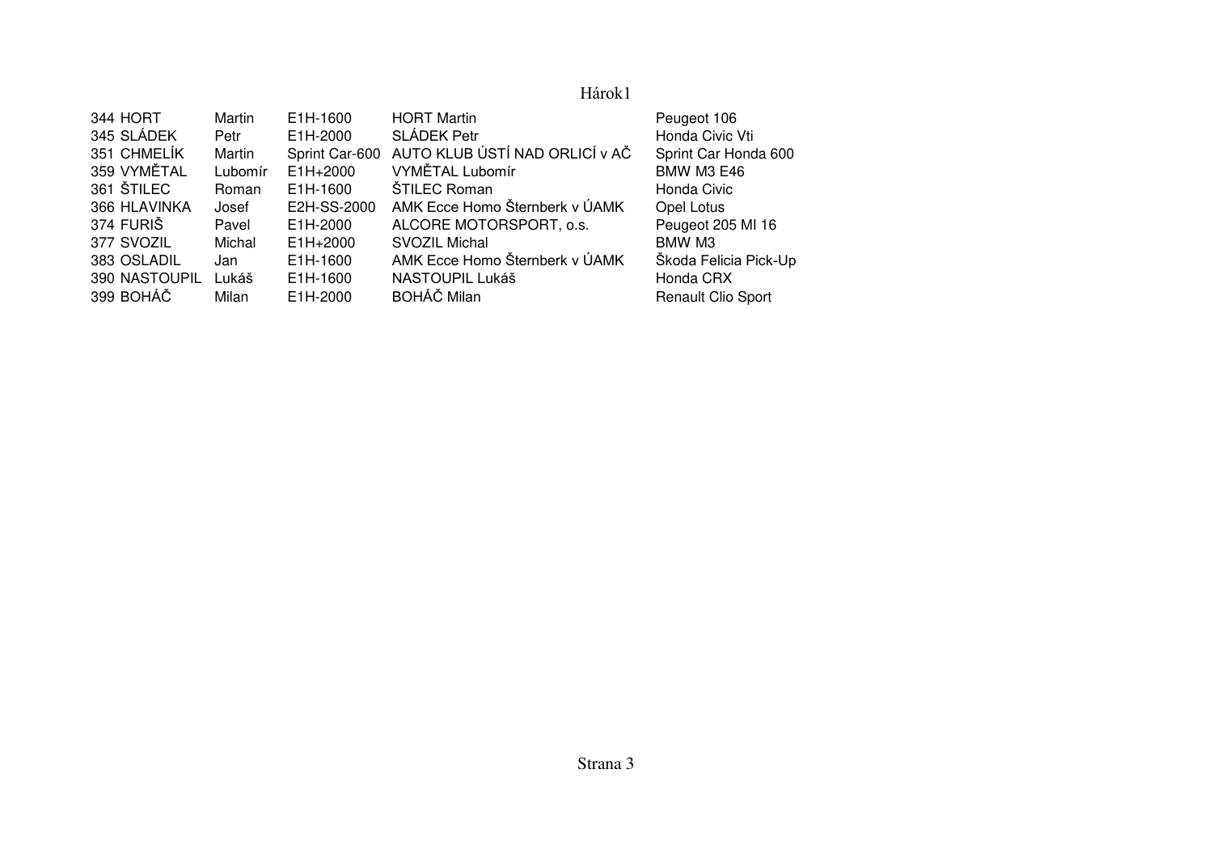| | | | | | |
|---|---|---|---|---|---|
| 344 | HORT | Martin | E1H-1600 | HORT Martin | Peugeot 106 |
| 345 | SLÁDEK | Petr | E1H-2000 | SLÁDEK Petr | Honda Civic Vti |
| 351 | CHMELÍK | Martin | Sprint Car-600 | AUTO KLUB ÚSTÍ NAD ORLICÍ v AČ | Sprint Car Honda 600 |
| 359 | VYMĚTAL | Lubomír | E1H+2000 | VYMĚTAL Lubomír | BMW M3 E46 |
| 361 | ŠTILEC | Roman | E1H-1600 | ŠTILEC Roman | Honda Civic |
| 366 | HLAVINKA | Josef | E2H-SS-2000 | AMK Ecce Homo Šternberk v ÚAMK | Opel Lotus |
| 374 | FURIŠ | Pavel | E1H-2000 | ALCORE MOTORSPORT, o.s. | Peugeot 205 MI 16 |
| 377 | SVOZIL | Michal | E1H+2000 | SVOZIL Michal | BMW M3 |
| 383 | OSLADIL | Jan | E1H-1600 | AMK Ecce Homo Šternberk v ÚAMK | Škoda Felicia Pick-Up |
| 390 | NASTOUPIL | Lukáš | E1H-1600 | NASTOUPIL Lukáš | Honda CRX |
| 399 | BOHÁČ | Milan | E1H-2000 | BOHÁČ Milan | Renault Clio Sport |